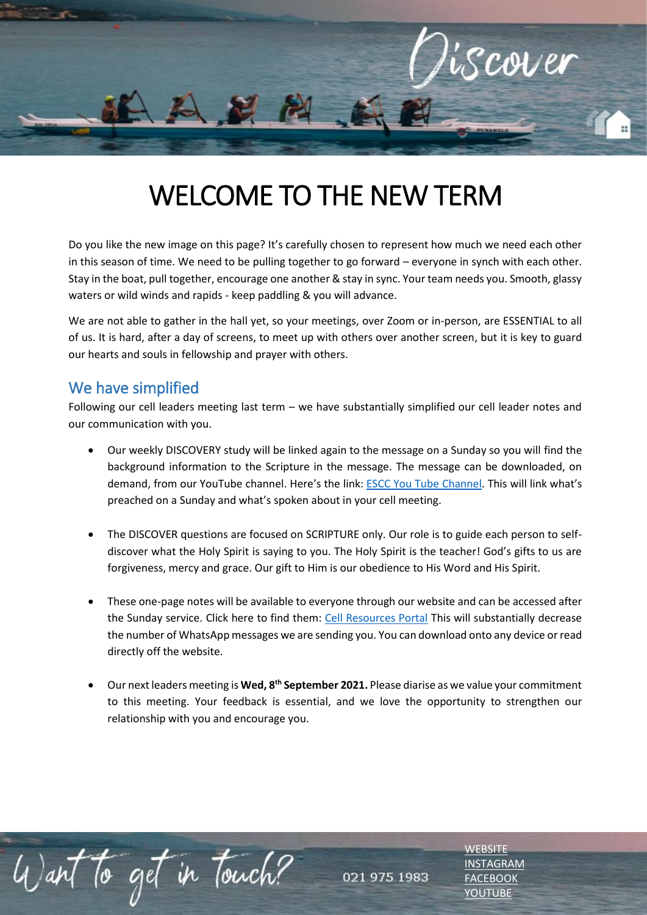Discover

# WELCOME TO THE NEW TERM

Do you like the new image on this page? It's carefully chosen to represent how much we need each other in this season of time. We need to be pulling together to go forward – everyone in synch with each other. Stay in the boat, pull together, encourage one another & stay in sync. Your team needs you. Smooth, glassy waters or wild winds and rapids - keep paddling & you will advance.

We are not able to gather in the hall yet, so your meetings, over Zoom or in-person, are ESSENTIAL to all of us. It is hard, after a day of screens, to meet up with others over another screen, but it is key to guard our hearts and souls in fellowship and prayer with others.

## We have simplified

Following our cell leaders meeting last term – we have substantially simplified our cell leader notes and our communication with you.

- Our weekly DISCOVERY study will be linked again to the message on a Sunday so you will find the background information to the Scripture in the message. The message can be downloaded, on demand, from our YouTube channel. Here's the link: ESCC You Tube Channel. This will link what's preached on a Sunday and what's spoken about in your cell meeting.

- The DISCOVER questions are focused on SCRIPTURE only. Our role is to guide each person to self-discover what the Holy Spirit is saying to you. The Holy Spirit is the teacher! God's gifts to us are forgiveness, mercy and grace. Our gift to Him is our obedience to His Word and His Spirit.

- These one-page notes will be available to everyone through our website and can be accessed after the Sunday service. Click here to find them: Cell Resources Portal This will substantially decrease the number of WhatsApp messages we are sending you. You can download onto any device or read directly off the website.

- Our next leaders meeting is **Wed, 8th September 2021.** Please diarise as we value your commitment to this meeting. Your feedback is essential, and we love the opportunity to strengthen our relationship with you and encourage you.

Want to get in touch?

021 975 1983

WEBSITE
INSTAGRAM
FACEBOOK
YOUTUBE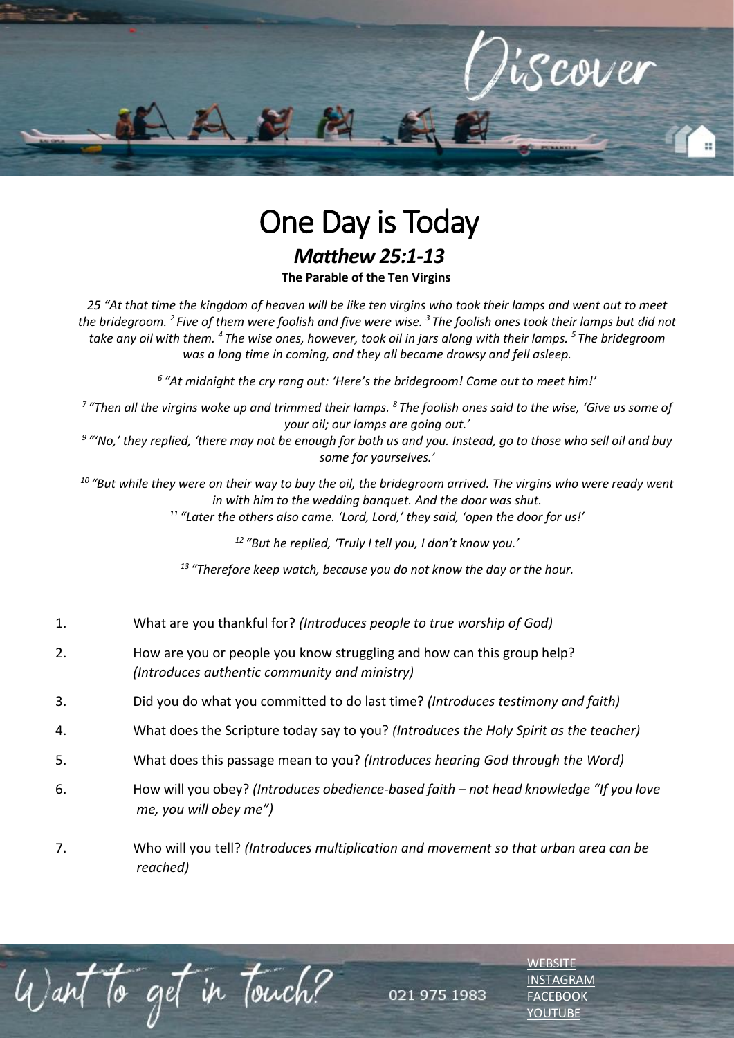Discover

# One Day is Today

## *Matthew 25:1-13*

**The Parable of the Ten Virgins**

*25 "At that time the kingdom of heaven will be like ten virgins who took their lamps and went out to meet the bridegroom. [2] Five of them were foolish and five were wise. [3] The foolish ones took their lamps but did not take any oil with them. [4] The wise ones, however, took oil in jars along with their lamps. [5] The bridegroom was a long time in coming, and they all became drowsy and fell asleep.*

*[6] "At midnight the cry rang out: 'Here's the bridegroom! Come out to meet him!'*

*[7] "Then all the virgins woke up and trimmed their lamps. [8] The foolish ones said to the wise, 'Give us some of your oil; our lamps are going out.'*
*[9] "'No,' they replied, 'there may not be enough for both us and you. Instead, go to those who sell oil and buy some for yourselves.'*

*[10] "But while they were on their way to buy the oil, the bridegroom arrived. The virgins who were ready went in with him to the wedding banquet. And the door was shut.*
*[11] "Later the others also came. 'Lord, Lord,' they said, 'open the door for us!'*

*[12] "But he replied, 'Truly I tell you, I don't know you.'*

*[13] "Therefore keep watch, because you do not know the day or the hour.*

1. What are you thankful for? *(Introduces people to true worship of God)*
2. How are you or people you know struggling and how can this group help? *(Introduces authentic community and ministry)*
3. Did you do what you committed to do last time? *(Introduces testimony and faith)*
4. What does the Scripture today say to you? *(Introduces the Holy Spirit as the teacher)*
5. What does this passage mean to you? *(Introduces hearing God through the Word)*
6. How will you obey? *(Introduces obedience-based faith – not head knowledge "If you love me, you will obey me")*
7. Who will you tell? *(Introduces multiplication and movement so that urban area can be reached)*

Want to get in touch?

021 975 1983

WEBSITE
INSTAGRAM
FACEBOOK
YOUTUBE